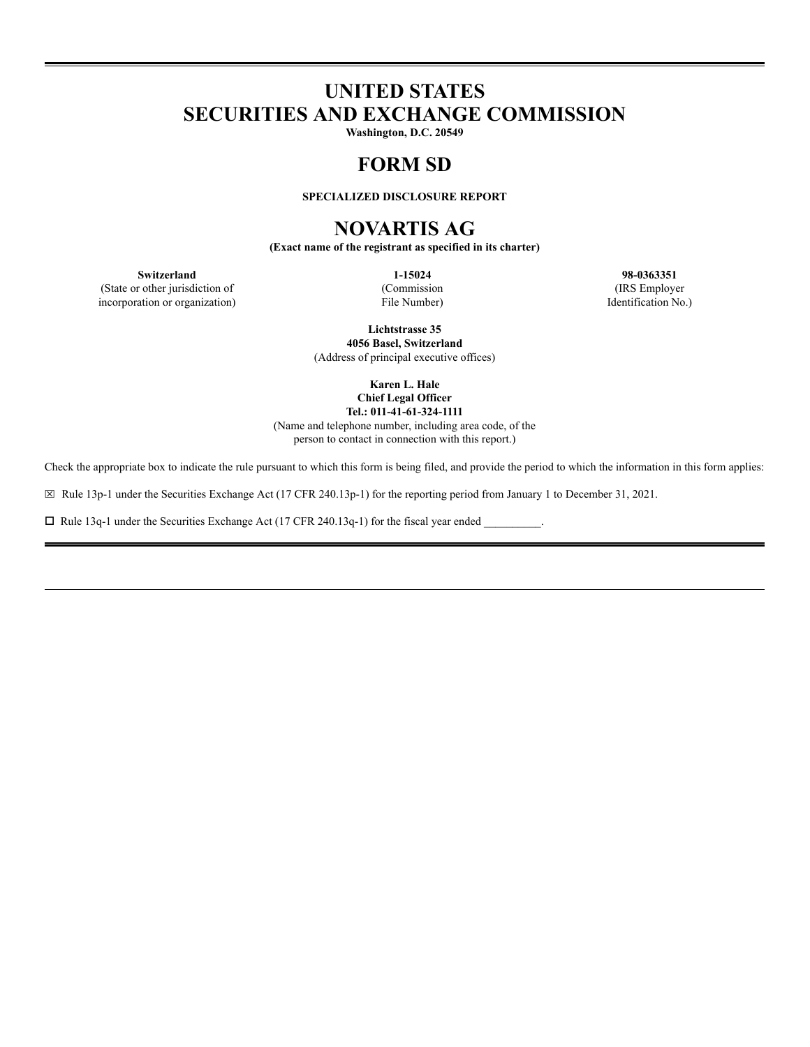# UNITED STATES
# SECURITIES AND EXCHANGE COMMISSION

**Washington, D.C. 20549**

# FORM SD

**SPECIALIZED DISCLOSURE REPORT**

# NOVARTIS AG

**(Exact name of the registrant as specified in its charter)**

| **Switzerland** | **1-15024** | **98-0363351** |
| --- | --- | --- |
| (State or other jurisdiction of incorporation or organization) | (Commission File Number) | (IRS Employer Identification No.) |

**Lichtstrasse 35**
**4056 Basel, Switzerland**
(Address of principal executive offices)

**Karen L. Hale**
**Chief Legal Officer**
**Tel.: 011-41-61-324-1111**
(Name and telephone number, including area code, of the person to contact in connection with this report.)

Check the appropriate box to indicate the rule pursuant to which this form is being filed, and provide the period to which the information in this form applies:

☒ Rule 13p-1 under the Securities Exchange Act (17 CFR 240.13p-1) for the reporting period from January 1 to December 31, 2021.

☐ Rule 13q-1 under the Securities Exchange Act (17 CFR 240.13q-1) for the fiscal year ended __________.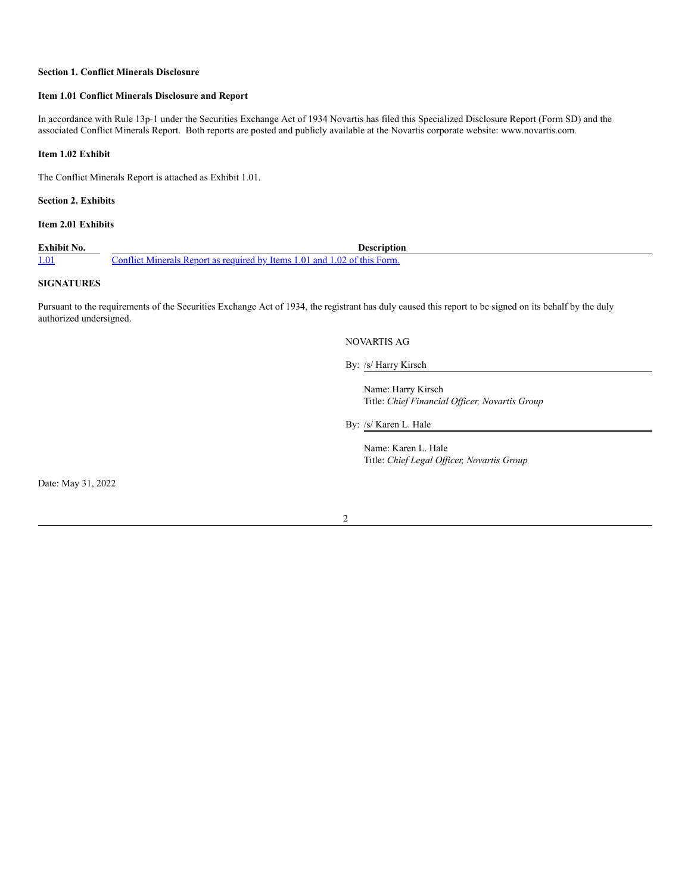**Section 1. Conflict Minerals Disclosure**

**Item 1.01 Conflict Minerals Disclosure and Report**

In accordance with Rule 13p-1 under the Securities Exchange Act of 1934 Novartis has filed this Specialized Disclosure Report (Form SD) and the associated Conflict Minerals Report. Both reports are posted and publicly available at the Novartis corporate website: www.novartis.com.

**Item 1.02 Exhibit**

The Conflict Minerals Report is attached as Exhibit 1.01.

**Section 2. Exhibits**

**Item 2.01 Exhibits**

| Exhibit No. | Description |
|---|---|
| 1.01 | Conflict Minerals Report as required by Items 1.01 and 1.02 of this Form. |

**SIGNATURES**

Pursuant to the requirements of the Securities Exchange Act of 1934, the registrant has duly caused this report to be signed on its behalf by the duly authorized undersigned.

NOVARTIS AG

By: /s/ Harry Kirsch

Name: Harry Kirsch
Title: *Chief Financial Officer, Novartis Group*

By: /s/ Karen L. Hale

Name: Karen L. Hale
Title: *Chief Legal Officer, Novartis Group*

Date: May 31, 2022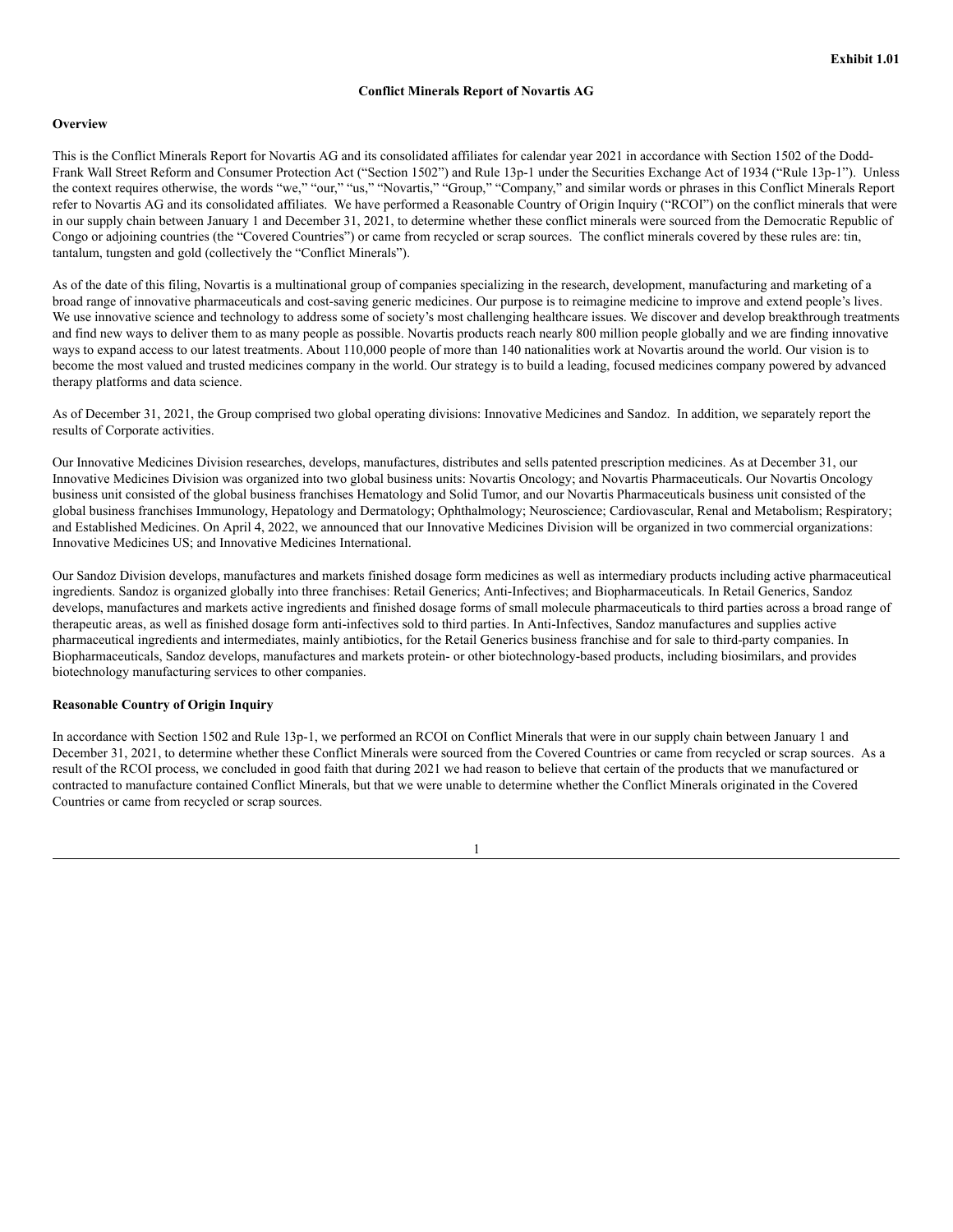**Exhibit 1.01**

# Conflict Minerals Report of Novartis AG

## Overview

This is the Conflict Minerals Report for Novartis AG and its consolidated affiliates for calendar year 2021 in accordance with Section 1502 of the Dodd-Frank Wall Street Reform and Consumer Protection Act ("Section 1502") and Rule 13p-1 under the Securities Exchange Act of 1934 ("Rule 13p-1"). Unless the context requires otherwise, the words "we," "our," "us," "Novartis," "Group," "Company," and similar words or phrases in this Conflict Minerals Report refer to Novartis AG and its consolidated affiliates. We have performed a Reasonable Country of Origin Inquiry ("RCOI") on the conflict minerals that were in our supply chain between January 1 and December 31, 2021, to determine whether these conflict minerals were sourced from the Democratic Republic of Congo or adjoining countries (the "Covered Countries") or came from recycled or scrap sources. The conflict minerals covered by these rules are: tin, tantalum, tungsten and gold (collectively the "Conflict Minerals").

As of the date of this filing, Novartis is a multinational group of companies specializing in the research, development, manufacturing and marketing of a broad range of innovative pharmaceuticals and cost-saving generic medicines. Our purpose is to reimagine medicine to improve and extend people's lives. We use innovative science and technology to address some of society's most challenging healthcare issues. We discover and develop breakthrough treatments and find new ways to deliver them to as many people as possible. Novartis products reach nearly 800 million people globally and we are finding innovative ways to expand access to our latest treatments. About 110,000 people of more than 140 nationalities work at Novartis around the world. Our vision is to become the most valued and trusted medicines company in the world. Our strategy is to build a leading, focused medicines company powered by advanced therapy platforms and data science.

As of December 31, 2021, the Group comprised two global operating divisions: Innovative Medicines and Sandoz. In addition, we separately report the results of Corporate activities.

Our Innovative Medicines Division researches, develops, manufactures, distributes and sells patented prescription medicines. As at December 31, our Innovative Medicines Division was organized into two global business units: Novartis Oncology; and Novartis Pharmaceuticals. Our Novartis Oncology business unit consisted of the global business franchises Hematology and Solid Tumor, and our Novartis Pharmaceuticals business unit consisted of the global business franchises Immunology, Hepatology and Dermatology; Ophthalmology; Neuroscience; Cardiovascular, Renal and Metabolism; Respiratory; and Established Medicines. On April 4, 2022, we announced that our Innovative Medicines Division will be organized in two commercial organizations: Innovative Medicines US; and Innovative Medicines International.

Our Sandoz Division develops, manufactures and markets finished dosage form medicines as well as intermediary products including active pharmaceutical ingredients. Sandoz is organized globally into three franchises: Retail Generics; Anti-Infectives; and Biopharmaceuticals. In Retail Generics, Sandoz develops, manufactures and markets active ingredients and finished dosage forms of small molecule pharmaceuticals to third parties across a broad range of therapeutic areas, as well as finished dosage form anti-infectives sold to third parties. In Anti-Infectives, Sandoz manufactures and supplies active pharmaceutical ingredients and intermediates, mainly antibiotics, for the Retail Generics business franchise and for sale to third-party companies. In Biopharmaceuticals, Sandoz develops, manufactures and markets protein- or other biotechnology-based products, including biosimilars, and provides biotechnology manufacturing services to other companies.

## Reasonable Country of Origin Inquiry

In accordance with Section 1502 and Rule 13p-1, we performed an RCOI on Conflict Minerals that were in our supply chain between January 1 and December 31, 2021, to determine whether these Conflict Minerals were sourced from the Covered Countries or came from recycled or scrap sources. As a result of the RCOI process, we concluded in good faith that during 2021 we had reason to believe that certain of the products that we manufactured or contracted to manufacture contained Conflict Minerals, but that we were unable to determine whether the Conflict Minerals originated in the Covered Countries or came from recycled or scrap sources.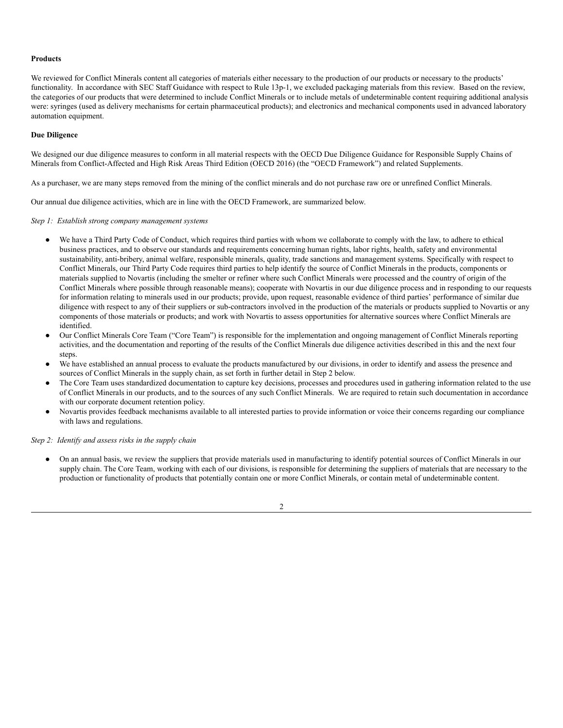**Products**

We reviewed for Conflict Minerals content all categories of materials either necessary to the production of our products or necessary to the products' functionality. In accordance with SEC Staff Guidance with respect to Rule 13p-1, we excluded packaging materials from this review. Based on the review, the categories of our products that were determined to include Conflict Minerals or to include metals of undeterminable content requiring additional analysis were: syringes (used as delivery mechanisms for certain pharmaceutical products); and electronics and mechanical components used in advanced laboratory automation equipment.

**Due Diligence**

We designed our due diligence measures to conform in all material respects with the OECD Due Diligence Guidance for Responsible Supply Chains of Minerals from Conflict-Affected and High Risk Areas Third Edition (OECD 2016) (the "OECD Framework") and related Supplements.

As a purchaser, we are many steps removed from the mining of the conflict minerals and do not purchase raw ore or unrefined Conflict Minerals.

Our annual due diligence activities, which are in line with the OECD Framework, are summarized below.

*Step 1: Establish strong company management systems*

- We have a Third Party Code of Conduct, which requires third parties with whom we collaborate to comply with the law, to adhere to ethical business practices, and to observe our standards and requirements concerning human rights, labor rights, health, safety and environmental sustainability, anti-bribery, animal welfare, responsible minerals, quality, trade sanctions and management systems. Specifically with respect to Conflict Minerals, our Third Party Code requires third parties to help identify the source of Conflict Minerals in the products, components or materials supplied to Novartis (including the smelter or refiner where such Conflict Minerals were processed and the country of origin of the Conflict Minerals where possible through reasonable means); cooperate with Novartis in our due diligence process and in responding to our requests for information relating to minerals used in our products; provide, upon request, reasonable evidence of third parties' performance of similar due diligence with respect to any of their suppliers or sub-contractors involved in the production of the materials or products supplied to Novartis or any components of those materials or products; and work with Novartis to assess opportunities for alternative sources where Conflict Minerals are identified.
- Our Conflict Minerals Core Team ("Core Team") is responsible for the implementation and ongoing management of Conflict Minerals reporting activities, and the documentation and reporting of the results of the Conflict Minerals due diligence activities described in this and the next four steps.
- We have established an annual process to evaluate the products manufactured by our divisions, in order to identify and assess the presence and sources of Conflict Minerals in the supply chain, as set forth in further detail in Step 2 below.
- The Core Team uses standardized documentation to capture key decisions, processes and procedures used in gathering information related to the use of Conflict Minerals in our products, and to the sources of any such Conflict Minerals. We are required to retain such documentation in accordance with our corporate document retention policy.
- Novartis provides feedback mechanisms available to all interested parties to provide information or voice their concerns regarding our compliance with laws and regulations.

*Step 2: Identify and assess risks in the supply chain*

- On an annual basis, we review the suppliers that provide materials used in manufacturing to identify potential sources of Conflict Minerals in our supply chain. The Core Team, working with each of our divisions, is responsible for determining the suppliers of materials that are necessary to the production or functionality of products that potentially contain one or more Conflict Minerals, or contain metal of undeterminable content.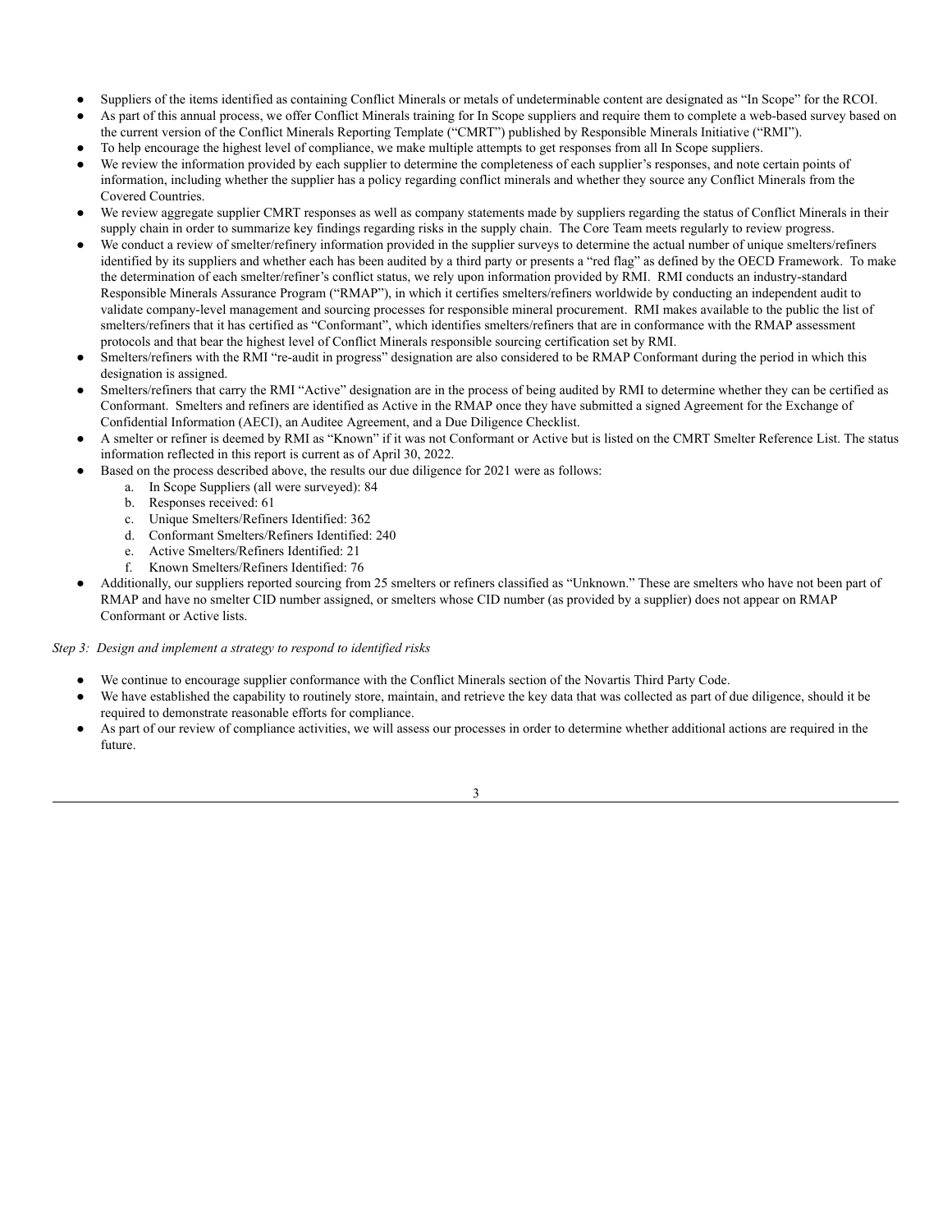- Suppliers of the items identified as containing Conflict Minerals or metals of undeterminable content are designated as "In Scope" for the RCOI.
- As part of this annual process, we offer Conflict Minerals training for In Scope suppliers and require them to complete a web-based survey based on the current version of the Conflict Minerals Reporting Template ("CMRT") published by Responsible Minerals Initiative ("RMI").
- To help encourage the highest level of compliance, we make multiple attempts to get responses from all In Scope suppliers.
- We review the information provided by each supplier to determine the completeness of each supplier's responses, and note certain points of information, including whether the supplier has a policy regarding conflict minerals and whether they source any Conflict Minerals from the Covered Countries.
- We review aggregate supplier CMRT responses as well as company statements made by suppliers regarding the status of Conflict Minerals in their supply chain in order to summarize key findings regarding risks in the supply chain. The Core Team meets regularly to review progress.
- We conduct a review of smelter/refinery information provided in the supplier surveys to determine the actual number of unique smelters/refiners identified by its suppliers and whether each has been audited by a third party or presents a "red flag" as defined by the OECD Framework. To make the determination of each smelter/refiner's conflict status, we rely upon information provided by RMI. RMI conducts an industry-standard Responsible Minerals Assurance Program ("RMAP"), in which it certifies smelters/refiners worldwide by conducting an independent audit to validate company-level management and sourcing processes for responsible mineral procurement. RMI makes available to the public the list of smelters/refiners that it has certified as "Conformant", which identifies smelters/refiners that are in conformance with the RMAP assessment protocols and that bear the highest level of Conflict Minerals responsible sourcing certification set by RMI.
- Smelters/refiners with the RMI "re-audit in progress" designation are also considered to be RMAP Conformant during the period in which this designation is assigned.
- Smelters/refiners that carry the RMI "Active" designation are in the process of being audited by RMI to determine whether they can be certified as Conformant. Smelters and refiners are identified as Active in the RMAP once they have submitted a signed Agreement for the Exchange of Confidential Information (AECI), an Auditee Agreement, and a Due Diligence Checklist.
- A smelter or refiner is deemed by RMI as "Known" if it was not Conformant or Active but is listed on the CMRT Smelter Reference List. The status information reflected in this report is current as of April 30, 2022.
- Based on the process described above, the results our due diligence for 2021 were as follows:
  a. In Scope Suppliers (all were surveyed): 84
  b. Responses received: 61
  c. Unique Smelters/Refiners Identified: 362
  d. Conformant Smelters/Refiners Identified: 240
  e. Active Smelters/Refiners Identified: 21
  f. Known Smelters/Refiners Identified: 76
- Additionally, our suppliers reported sourcing from 25 smelters or refiners classified as "Unknown." These are smelters who have not been part of RMAP and have no smelter CID number assigned, or smelters whose CID number (as provided by a supplier) does not appear on RMAP Conformant or Active lists.

*Step 3: Design and implement a strategy to respond to identified risks*

- We continue to encourage supplier conformance with the Conflict Minerals section of the Novartis Third Party Code.
- We have established the capability to routinely store, maintain, and retrieve the key data that was collected as part of due diligence, should it be required to demonstrate reasonable efforts for compliance.
- As part of our review of compliance activities, we will assess our processes in order to determine whether additional actions are required in the future.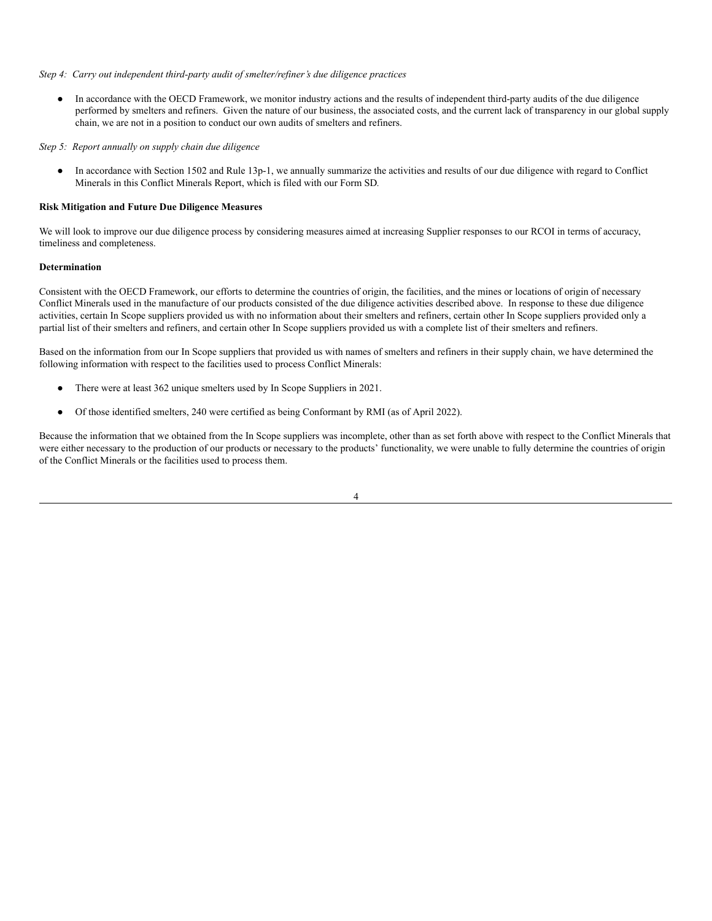*Step 4: Carry out independent third-party audit of smelter/refiner's due diligence practices*

- In accordance with the OECD Framework, we monitor industry actions and the results of independent third-party audits of the due diligence performed by smelters and refiners. Given the nature of our business, the associated costs, and the current lack of transparency in our global supply chain, we are not in a position to conduct our own audits of smelters and refiners.

*Step 5: Report annually on supply chain due diligence*

- In accordance with Section 1502 and Rule 13p-1, we annually summarize the activities and results of our due diligence with regard to Conflict Minerals in this Conflict Minerals Report, which is filed with our Form SD.

**Risk Mitigation and Future Due Diligence Measures**

We will look to improve our due diligence process by considering measures aimed at increasing Supplier responses to our RCOI in terms of accuracy, timeliness and completeness.

**Determination**

Consistent with the OECD Framework, our efforts to determine the countries of origin, the facilities, and the mines or locations of origin of necessary Conflict Minerals used in the manufacture of our products consisted of the due diligence activities described above. In response to these due diligence activities, certain In Scope suppliers provided us with no information about their smelters and refiners, certain other In Scope suppliers provided only a partial list of their smelters and refiners, and certain other In Scope suppliers provided us with a complete list of their smelters and refiners.

Based on the information from our In Scope suppliers that provided us with names of smelters and refiners in their supply chain, we have determined the following information with respect to the facilities used to process Conflict Minerals:

- There were at least 362 unique smelters used by In Scope Suppliers in 2021.
- Of those identified smelters, 240 were certified as being Conformant by RMI (as of April 2022).

Because the information that we obtained from the In Scope suppliers was incomplete, other than as set forth above with respect to the Conflict Minerals that were either necessary to the production of our products or necessary to the products' functionality, we were unable to fully determine the countries of origin of the Conflict Minerals or the facilities used to process them.